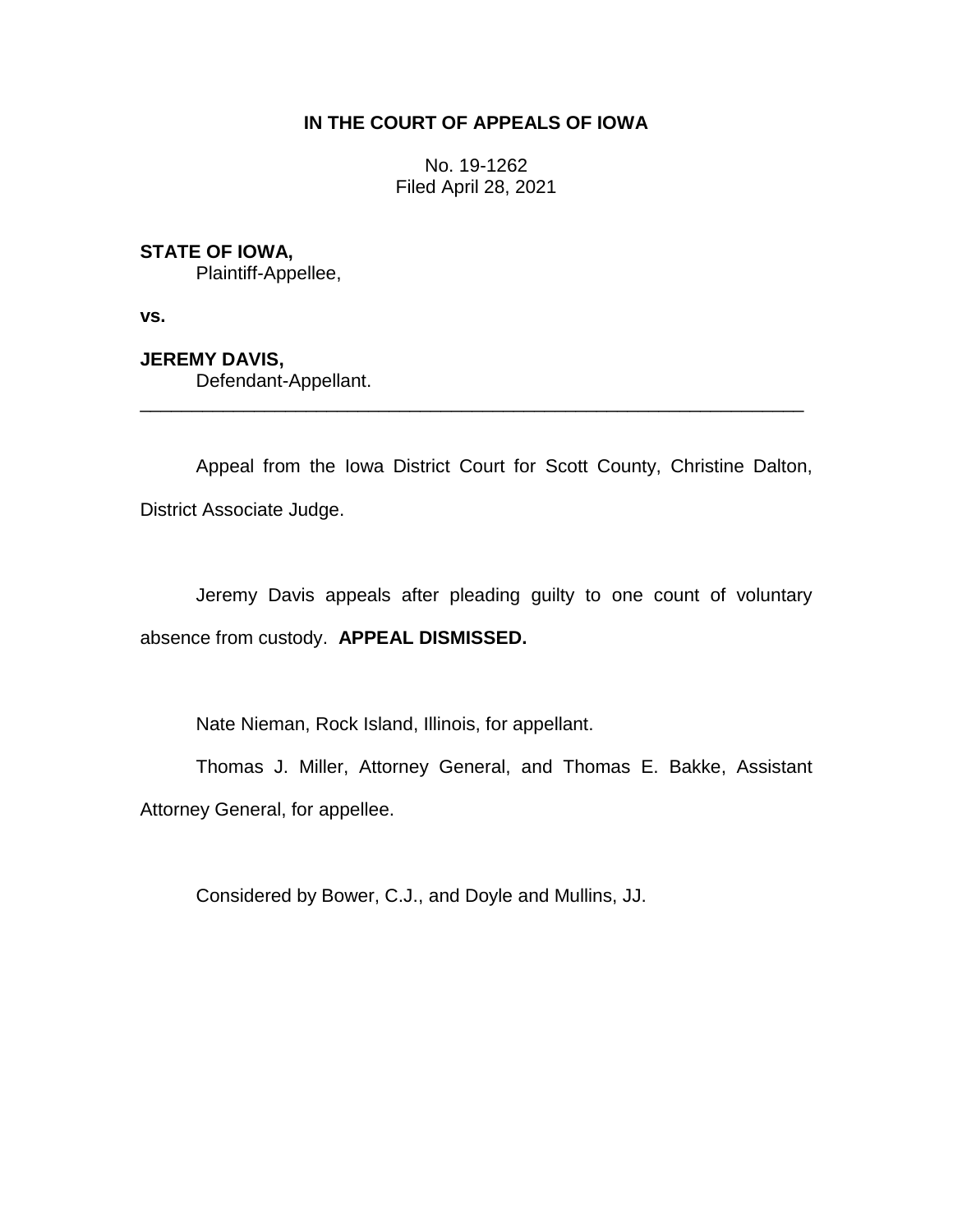**IN THE COURT OF APPEALS OF IOWA**

No. 19-1262
Filed April 28, 2021

**STATE OF IOWA,**
Plaintiff-Appellee,

**vs.**

**JEREMY DAVIS,**
Defendant-Appellant.

---

Appeal from the Iowa District Court for Scott County, Christine Dalton, District Associate Judge.

Jeremy Davis appeals after pleading guilty to one count of voluntary absence from custody. **APPEAL DISMISSED.**

Nate Nieman, Rock Island, Illinois, for appellant.

Thomas J. Miller, Attorney General, and Thomas E. Bakke, Assistant Attorney General, for appellee.

Considered by Bower, C.J., and Doyle and Mullins, JJ.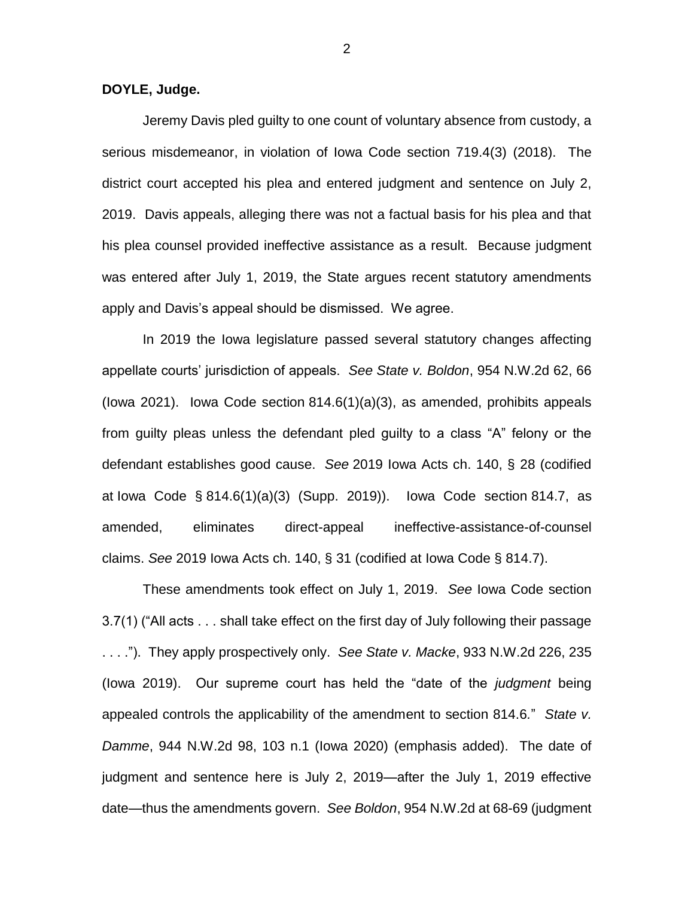**DOYLE, Judge.**

Jeremy Davis pled guilty to one count of voluntary absence from custody, a serious misdemeanor, in violation of Iowa Code section 719.4(3) (2018). The district court accepted his plea and entered judgment and sentence on July 2, 2019. Davis appeals, alleging there was not a factual basis for his plea and that his plea counsel provided ineffective assistance as a result. Because judgment was entered after July 1, 2019, the State argues recent statutory amendments apply and Davis's appeal should be dismissed. We agree.

In 2019 the Iowa legislature passed several statutory changes affecting appellate courts' jurisdiction of appeals. *See State v. Boldon*, 954 N.W.2d 62, 66 (Iowa 2021). Iowa Code section 814.6(1)(a)(3), as amended, prohibits appeals from guilty pleas unless the defendant pled guilty to a class "A" felony or the defendant establishes good cause. *See* 2019 Iowa Acts ch. 140, § 28 (codified at Iowa Code § 814.6(1)(a)(3) (Supp. 2019)). Iowa Code section 814.7, as amended, eliminates direct-appeal ineffective-assistance-of-counsel claims. *See* 2019 Iowa Acts ch. 140, § 31 (codified at Iowa Code § 814.7).

These amendments took effect on July 1, 2019. *See* Iowa Code section 3.7(1) ("All acts . . . shall take effect on the first day of July following their passage . . . ."). They apply prospectively only. *See State v. Macke*, 933 N.W.2d 226, 235 (Iowa 2019). Our supreme court has held the "date of the *judgment* being appealed controls the applicability of the amendment to section 814.6." *State v. Damme*, 944 N.W.2d 98, 103 n.1 (Iowa 2020) (emphasis added). The date of judgment and sentence here is July 2, 2019—after the July 1, 2019 effective date—thus the amendments govern. *See Boldon*, 954 N.W.2d at 68-69 (judgment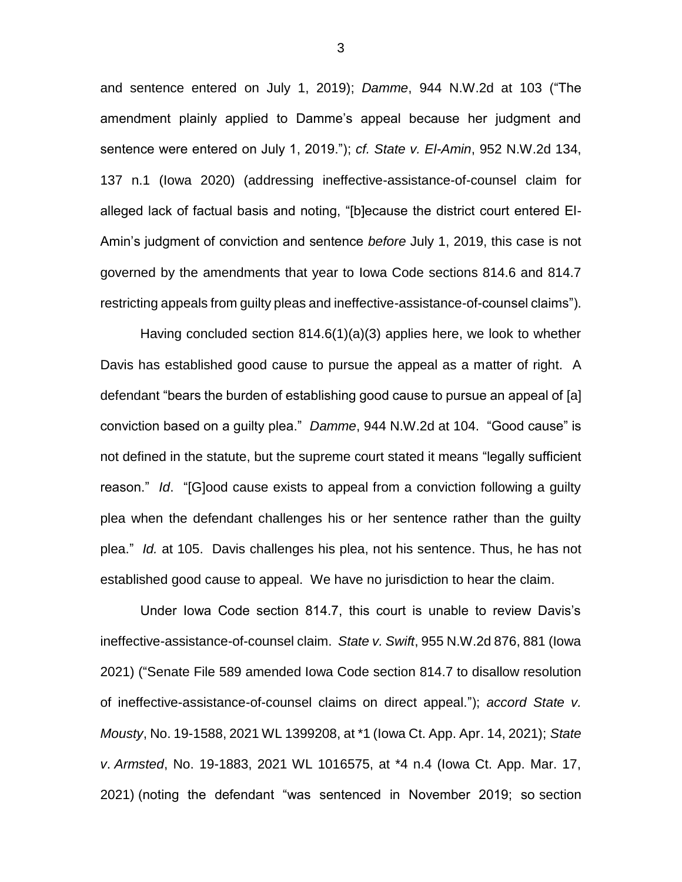and sentence entered on July 1, 2019); *Damme*, 944 N.W.2d at 103 ("The amendment plainly applied to Damme's appeal because her judgment and sentence were entered on July 1, 2019."); *cf. State v. El-Amin*, 952 N.W.2d 134, 137 n.1 (Iowa 2020) (addressing ineffective-assistance-of-counsel claim for alleged lack of factual basis and noting, "[b]ecause the district court entered El-Amin's judgment of conviction and sentence *before* July 1, 2019, this case is not governed by the amendments that year to Iowa Code sections 814.6 and 814.7 restricting appeals from guilty pleas and ineffective-assistance-of-counsel claims").

Having concluded section 814.6(1)(a)(3) applies here, we look to whether Davis has established good cause to pursue the appeal as a matter of right. A defendant "bears the burden of establishing good cause to pursue an appeal of [a] conviction based on a guilty plea." *Damme*, 944 N.W.2d at 104. "Good cause" is not defined in the statute, but the supreme court stated it means "legally sufficient reason." *Id*. "[G]ood cause exists to appeal from a conviction following a guilty plea when the defendant challenges his or her sentence rather than the guilty plea." *Id.* at 105. Davis challenges his plea, not his sentence. Thus, he has not established good cause to appeal. We have no jurisdiction to hear the claim.

Under Iowa Code section 814.7, this court is unable to review Davis's ineffective-assistance-of-counsel claim. *State v. Swift*, 955 N.W.2d 876, 881 (Iowa 2021) ("Senate File 589 amended Iowa Code section 814.7 to disallow resolution of ineffective-assistance-of-counsel claims on direct appeal."); *accord State v. Mousty*, No. 19-1588, 2021 WL 1399208, at *1 (Iowa Ct. App. Apr. 14, 2021); *State v. Armsted*, No. 19-1883, 2021 WL 1016575, at *4 n.4 (Iowa Ct. App. Mar. 17, 2021) (noting the defendant "was sentenced in November 2019; so section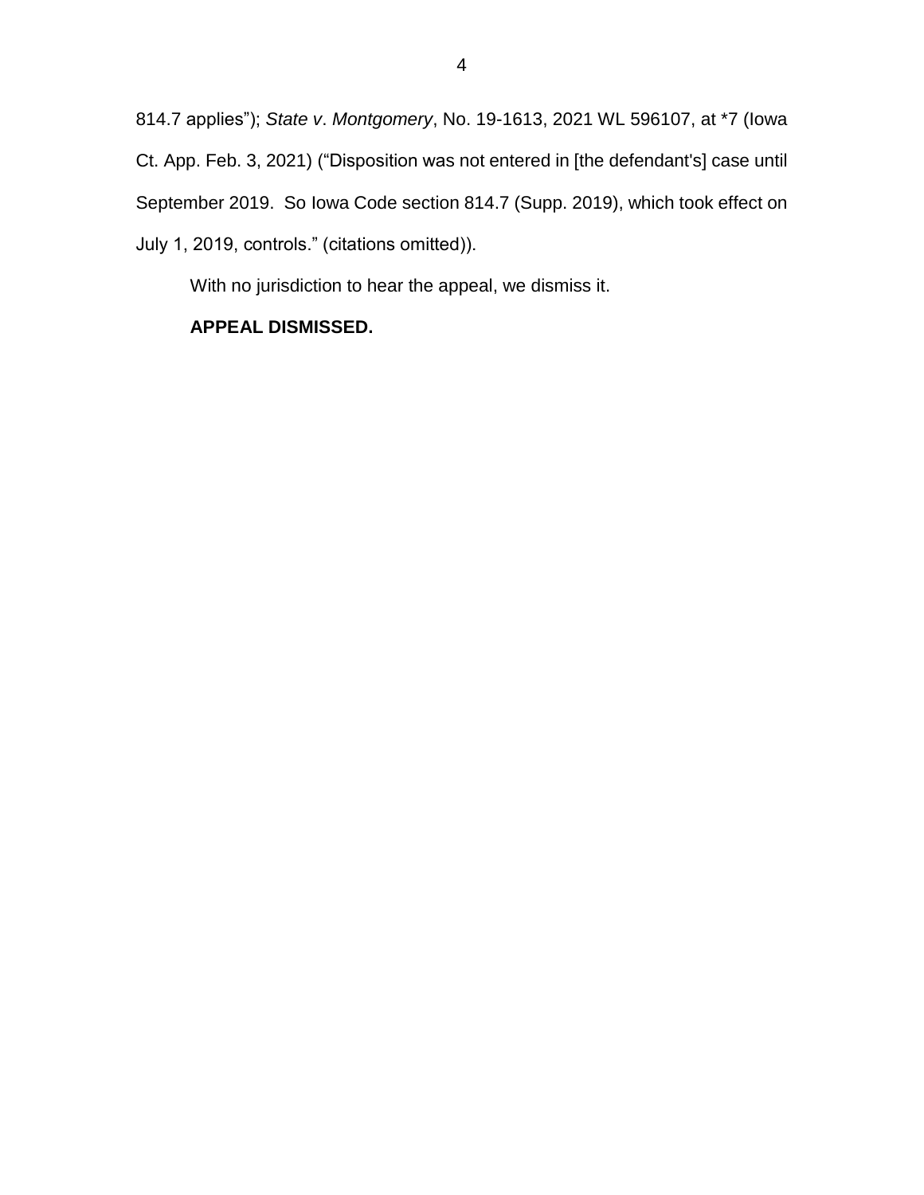814.7 applies"); *State v*. *Montgomery*, No. 19-1613, 2021 WL 596107, at *7 (Iowa Ct. App. Feb. 3, 2021) ("Disposition was not entered in [the defendant's] case until September 2019. So Iowa Code section 814.7 (Supp. 2019), which took effect on July 1, 2019, controls." (citations omitted)).

With no jurisdiction to hear the appeal, we dismiss it.

**APPEAL DISMISSED.**